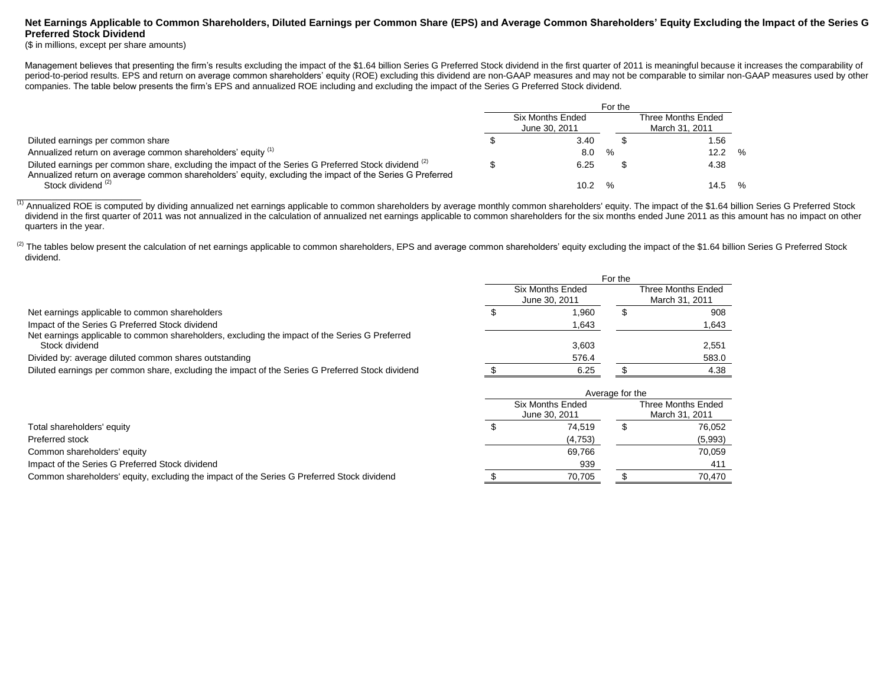## Net Earnings Applicable to Common Shareholders, Diluted Earnings per Common Share (EPS) and Average Common Shareholders' Equity Excluding the Impact of the Series G Preferred Stock Dividend

($ in millions, except per share amounts)

Management believes that presenting the firm's results excluding the impact of the $1.64 billion Series G Preferred Stock dividend in the first quarter of 2011 is meaningful because it increases the comparability of period-to-period results. EPS and return on average common shareholders' equity (ROE) excluding this dividend are non-GAAP measures and may not be comparable to similar non-GAAP measures used by other companies. The table below presents the firm's EPS and annualized ROE including and excluding the impact of the Series G Preferred Stock dividend.

| | For the | |
|---|---|---|
| | Six Months Ended June 30, 2011 | Three Months Ended March 31, 2011 |
| Diluted earnings per common share | $ 3.40 | $ 1.56 |
| Annualized return on average common shareholders' equity [(1)] | 8.0 % | 12.2 % |
| Diluted earnings per common share, excluding the impact of the Series G Preferred Stock dividend [(2)] | $ 6.25 | $ 4.38 |
| Annualized return on average common shareholders' equity, excluding the impact of the Series G Preferred Stock dividend [(2)] | 10.2 % | 14.5 % |

[(1)] Annualized ROE is computed by dividing annualized net earnings applicable to common shareholders by average monthly common shareholders' equity. The impact of the $1.64 billion Series G Preferred Stock dividend in the first quarter of 2011 was not annualized in the calculation of annualized net earnings applicable to common shareholders for the six months ended June 2011 as this amount has no impact on other quarters in the year.

[(2)] The tables below present the calculation of net earnings applicable to common shareholders, EPS and average common shareholders' equity excluding the impact of the $1.64 billion Series G Preferred Stock dividend.

| | For the | |
|---|---|---|
| | Six Months Ended June 30, 2011 | Three Months Ended March 31, 2011 |
| Net earnings applicable to common shareholders | $ 1,960 | $ 908 |
| Impact of the Series G Preferred Stock dividend | 1,643 | 1,643 |
| Net earnings applicable to common shareholders, excluding the impact of the Series G Preferred Stock dividend | 3,603 | 2,551 |
| Divided by: average diluted common shares outstanding | 576.4 | 583.0 |
| Diluted earnings per common share, excluding the impact of the Series G Preferred Stock dividend | $ 6.25 | $ 4.38 |

| | Average for the | |
|---|---|---|
| | Six Months Ended June 30, 2011 | Three Months Ended March 31, 2011 |
| Total shareholders' equity | $ 74,519 | $ 76,052 |
| Preferred stock | (4,753) | (5,993) |
| Common shareholders' equity | 69,766 | 70,059 |
| Impact of the Series G Preferred Stock dividend | 939 | 411 |
| Common shareholders' equity, excluding the impact of the Series G Preferred Stock dividend | $ 70,705 | $ 70,470 |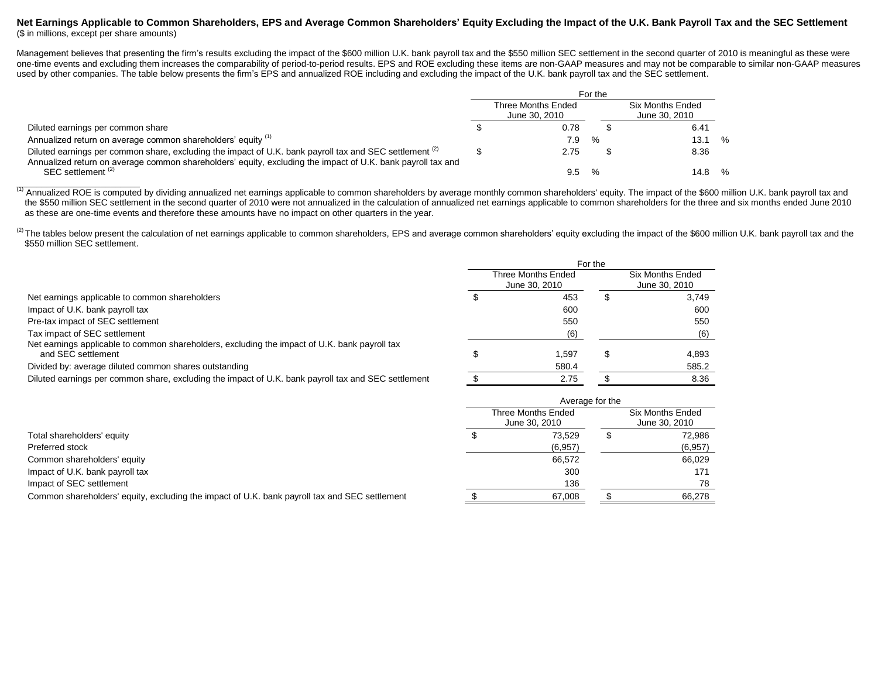**Net Earnings Applicable to Common Shareholders, EPS and Average Common Shareholders' Equity Excluding the Impact of the U.K. Bank Payroll Tax and the SEC Settlement**
($ in millions, except per share amounts)

Management believes that presenting the firm's results excluding the impact of the $600 million U.K. bank payroll tax and the $550 million SEC settlement in the second quarter of 2010 is meaningful as these were one-time events and excluding them increases the comparability of period-to-period results. EPS and ROE excluding these items are non-GAAP measures and may not be comparable to similar non-GAAP measures used by other companies. The table below presents the firm's EPS and annualized ROE including and excluding the impact of the U.K. bank payroll tax and the SEC settlement.

| | For the Three Months Ended June 30, 2010 | For the Six Months Ended June 30, 2010 |
|---|---|---|
| Diluted earnings per common share | $ 0.78 | $ 6.41 |
| Annualized return on average common shareholders' equity [(1)] | 7.9 % | 13.1 % |
| Diluted earnings per common share, excluding the impact of U.K. bank payroll tax and SEC settlement [(2)] | $ 2.75 | $ 8.36 |
| Annualized return on average common shareholders' equity, excluding the impact of U.K. bank payroll tax and SEC settlement [(2)] | 9.5 % | 14.8 % |

[(1)] Annualized ROE is computed by dividing annualized net earnings applicable to common shareholders by average monthly common shareholders' equity. The impact of the $600 million U.K. bank payroll tax and the $550 million SEC settlement in the second quarter of 2010 were not annualized in the calculation of annualized net earnings applicable to common shareholders for the three and six months ended June 2010 as these are one-time events and therefore these amounts have no impact on other quarters in the year.

[(2)] The tables below present the calculation of net earnings applicable to common shareholders, EPS and average common shareholders' equity excluding the impact of the $600 million U.K. bank payroll tax and the $550 million SEC settlement.

| | For the Three Months Ended June 30, 2010 | For the Six Months Ended June 30, 2010 |
|---|---|---|
| Net earnings applicable to common shareholders | $ 453 | $ 3,749 |
| Impact of U.K. bank payroll tax | 600 | 600 |
| Pre-tax impact of SEC settlement | 550 | 550 |
| Tax impact of SEC settlement | (6) | (6) |
| Net earnings applicable to common shareholders, excluding the impact of U.K. bank payroll tax and SEC settlement | $ 1,597 | $ 4,893 |
| Divided by: average diluted common shares outstanding | 580.4 | 585.2 |
| Diluted earnings per common share, excluding the impact of U.K. bank payroll tax and SEC settlement | $ 2.75 | $ 8.36 |

| | Average for the Three Months Ended June 30, 2010 | Average for the Six Months Ended June 30, 2010 |
|---|---|---|
| Total shareholders' equity | $ 73,529 | $ 72,986 |
| Preferred stock | (6,957) | (6,957) |
| Common shareholders' equity | 66,572 | 66,029 |
| Impact of U.K. bank payroll tax | 300 | 171 |
| Impact of SEC settlement | 136 | 78 |
| Common shareholders' equity, excluding the impact of U.K. bank payroll tax and SEC settlement | $ 67,008 | $ 66,278 |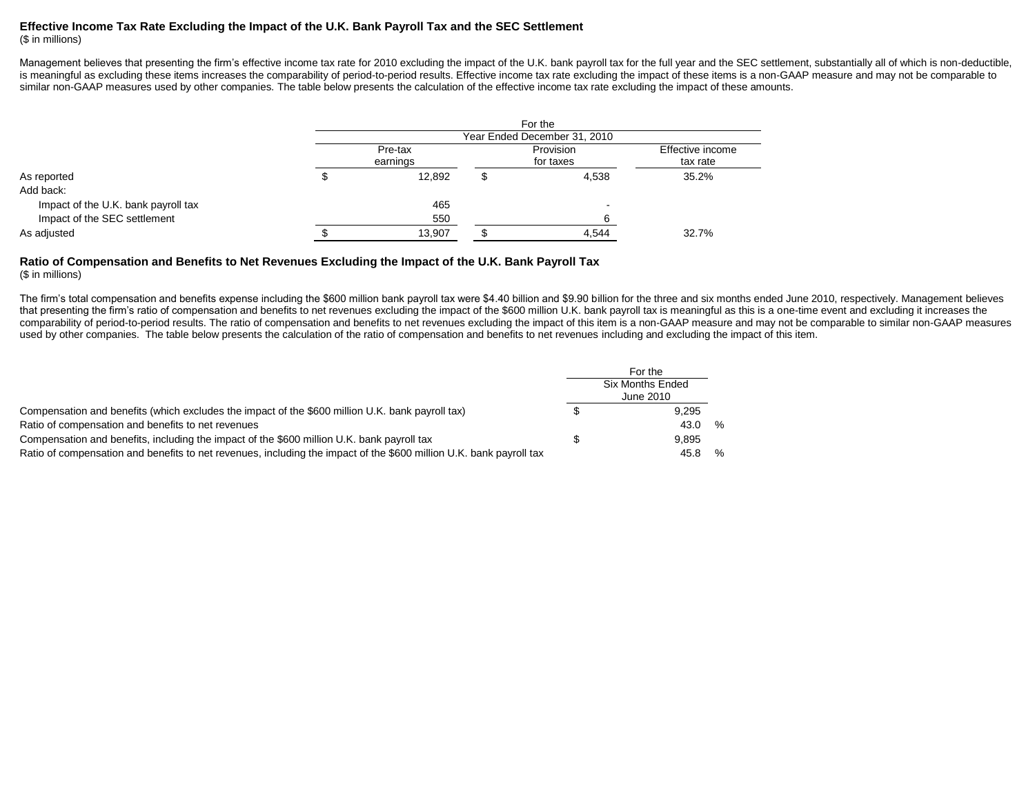### Effective Income Tax Rate Excluding the Impact of the U.K. Bank Payroll Tax and the SEC Settlement

($ in millions)

Management believes that presenting the firm's effective income tax rate for 2010 excluding the impact of the U.K. bank payroll tax for the full year and the SEC settlement, substantially all of which is non-deductible, is meaningful as excluding these items increases the comparability of period-to-period results. Effective income tax rate excluding the impact of these items is a non-GAAP measure and may not be comparable to similar non-GAAP measures used by other companies. The table below presents the calculation of the effective income tax rate excluding the impact of these amounts.

| | For the Year Ended December 31, 2010 | | |
|---|---|---|---|
| | Pre-tax earnings | Provision for taxes | Effective income tax rate |
| As reported | $ 12,892 | $ 4,538 | 35.2% |
| Add back: | | | |
| Impact of the U.K. bank payroll tax | 465 | - | |
| Impact of the SEC settlement | 550 | 6 | |
| As adjusted | $ 13,907 | $ 4,544 | 32.7% |

### Ratio of Compensation and Benefits to Net Revenues Excluding the Impact of the U.K. Bank Payroll Tax

($ in millions)

The firm's total compensation and benefits expense including the $600 million bank payroll tax were $4.40 billion and $9.90 billion for the three and six months ended June 2010, respectively. Management believes that presenting the firm's ratio of compensation and benefits to net revenues excluding the impact of the $600 million U.K. bank payroll tax is meaningful as this is a one-time event and excluding it increases the comparability of period-to-period results. The ratio of compensation and benefits to net revenues excluding the impact of this item is a non-GAAP measure and may not be comparable to similar non-GAAP measures used by other companies. The table below presents the calculation of the ratio of compensation and benefits to net revenues including and excluding the impact of this item.

| | For the Six Months Ended June 2010 |
|---|---|
| Compensation and benefits (which excludes the impact of the $600 million U.K. bank payroll tax) | $ 9,295 |
| Ratio of compensation and benefits to net revenues | 43.0 % |
| Compensation and benefits, including the impact of the $600 million U.K. bank payroll tax | $ 9,895 |
| Ratio of compensation and benefits to net revenues, including the impact of the $600 million U.K. bank payroll tax | 45.8 % |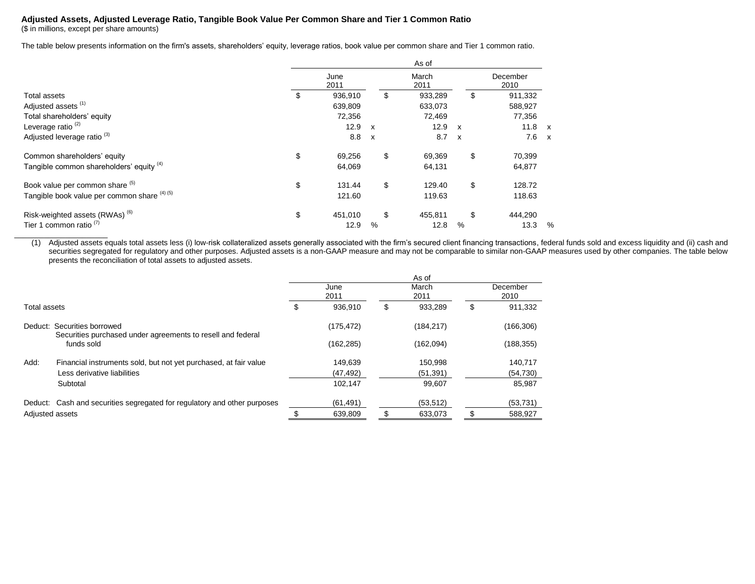**Adjusted Assets, Adjusted Leverage Ratio, Tangible Book Value Per Common Share and Tier 1 Common Ratio**
($ in millions, except per share amounts)

The table below presents information on the firm's assets, shareholders' equity, leverage ratios, book value per common share and Tier 1 common ratio.

| | As of | | |
|---|---|---|---|
| | June 2011 | March 2011 | December 2010 |
| Total assets | $ 936,910 | $ 933,289 | $ 911,332 |
| Adjusted assets [(1)] | 639,809 | 633,073 | 588,927 |
| Total shareholders' equity | 72,356 | 72,469 | 77,356 |
| Leverage ratio [(2)] | 12.9 x | 12.9 x | 11.8 x |
| Adjusted leverage ratio [(3)] | 8.8 x | 8.7 x | 7.6 x |
| | | | |
| Common shareholders' equity | $ 69,256 | $ 69,369 | $ 70,399 |
| Tangible common shareholders' equity [(4)] | 64,069 | 64,131 | 64,877 |
| | | | |
| Book value per common share [(5)] | $ 131.44 | $ 129.40 | $ 128.72 |
| Tangible book value per common share [(4) (5)] | 121.60 | 119.63 | 118.63 |
| | | | |
| Risk-weighted assets (RWAs) [(6)] | $ 451,010 | $ 455,811 | $ 444,290 |
| Tier 1 common ratio [(7)] | 12.9 % | 12.8 % | 13.3 % |

(1) Adjusted assets equals total assets less (i) low-risk collateralized assets generally associated with the firm's secured client financing transactions, federal funds sold and excess liquidity and (ii) cash and securities segregated for regulatory and other purposes. Adjusted assets is a non-GAAP measure and may not be comparable to similar non-GAAP measures used by other companies. The table below presents the reconciliation of total assets to adjusted assets.

| | As of | | |
|---|---|---|---|
| | June 2011 | March 2011 | December 2010 |
| Total assets | $ 936,910 | $ 933,289 | $ 911,332 |
| | | | |
| Deduct: Securities borrowed | (175,472) | (184,217) | (166,306) |
| Securities purchased under agreements to resell and federal funds sold | (162,285) | (162,094) | (188,355) |
| | | | |
| Add: Financial instruments sold, but not yet purchased, at fair value | 149,639 | 150,998 | 140,717 |
| Less derivative liabilities | (47,492) | (51,391) | (54,730) |
| Subtotal | 102,147 | 99,607 | 85,987 |
| | | | |
| Deduct: Cash and securities segregated for regulatory and other purposes | (61,491) | (53,512) | (53,731) |
| Adjusted assets | $ 639,809 | $ 633,073 | $ 588,927 |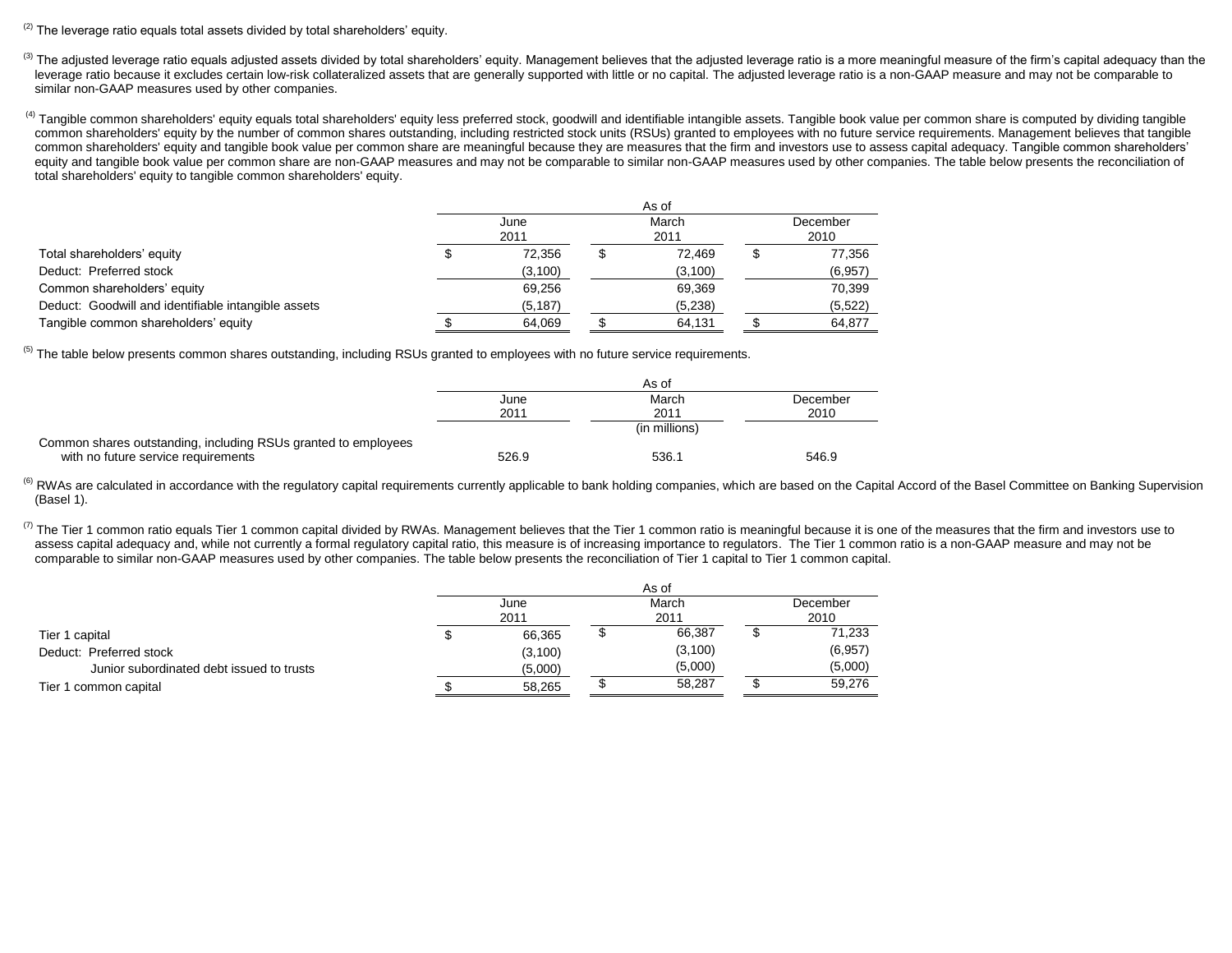[(2)] The leverage ratio equals total assets divided by total shareholders' equity.

[(3)] The adjusted leverage ratio equals adjusted assets divided by total shareholders' equity. Management believes that the adjusted leverage ratio is a more meaningful measure of the firm's capital adequacy than the leverage ratio because it excludes certain low-risk collateralized assets that are generally supported with little or no capital. The adjusted leverage ratio is a non-GAAP measure and may not be comparable to similar non-GAAP measures used by other companies.

[(4)] Tangible common shareholders' equity equals total shareholders' equity less preferred stock, goodwill and identifiable intangible assets. Tangible book value per common share is computed by dividing tangible common shareholders' equity by the number of common shares outstanding, including restricted stock units (RSUs) granted to employees with no future service requirements. Management believes that tangible common shareholders' equity and tangible book value per common share are meaningful because they are measures that the firm and investors use to assess capital adequacy. Tangible common shareholders' equity and tangible book value per common share are non-GAAP measures and may not be comparable to similar non-GAAP measures used by other companies. The table below presents the reconciliation of total shareholders' equity to tangible common shareholders' equity.

| | As of | | |
|---|---|---|---|
| | June 2011 | March 2011 | December 2010 |
| Total shareholders' equity | $ 72,356 | $ 72,469 | $ 77,356 |
| Deduct: Preferred stock | (3,100) | (3,100) | (6,957) |
| Common shareholders' equity | 69,256 | 69,369 | 70,399 |
| Deduct: Goodwill and identifiable intangible assets | (5,187) | (5,238) | (5,522) |
| Tangible common shareholders' equity | $ 64,069 | $ 64,131 | $ 64,877 |

[(5)] The table below presents common shares outstanding, including RSUs granted to employees with no future service requirements.

| | As of | | |
|---|---|---|---|
| | June 2011 | March 2011 | December 2010 |
| | | (in millions) | |
| Common shares outstanding, including RSUs granted to employees with no future service requirements | 526.9 | 536.1 | 546.9 |

[(6)] RWAs are calculated in accordance with the regulatory capital requirements currently applicable to bank holding companies, which are based on the Capital Accord of the Basel Committee on Banking Supervision (Basel 1).

[(7)] The Tier 1 common ratio equals Tier 1 common capital divided by RWAs. Management believes that the Tier 1 common ratio is meaningful because it is one of the measures that the firm and investors use to assess capital adequacy and, while not currently a formal regulatory capital ratio, this measure is of increasing importance to regulators. The Tier 1 common ratio is a non-GAAP measure and may not be comparable to similar non-GAAP measures used by other companies. The table below presents the reconciliation of Tier 1 capital to Tier 1 common capital.

| | As of | | |
|---|---|---|---|
| | June 2011 | March 2011 | December 2010 |
| Tier 1 capital | $ 66,365 | $ 66,387 | $ 71,233 |
| Deduct: Preferred stock | (3,100) | (3,100) | (6,957) |
| Junior subordinated debt issued to trusts | (5,000) | (5,000) | (5,000) |
| Tier 1 common capital | $ 58,265 | $ 58,287 | $ 59,276 |